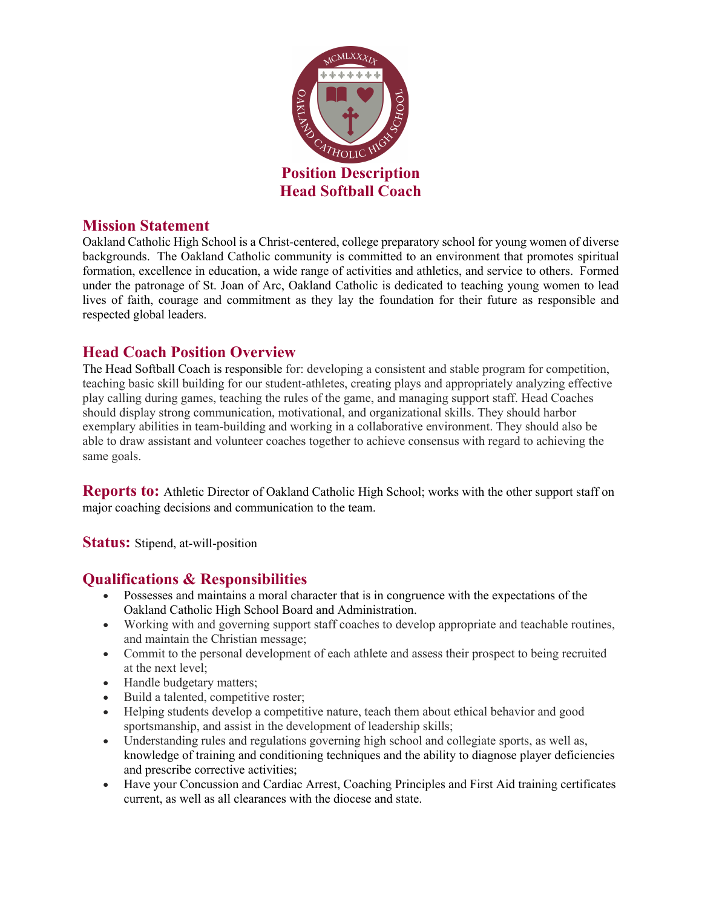# Position Description
# Head Softball Coach

## Mission Statement

Oakland Catholic High School is a Christ-centered, college preparatory school for young women of diverse backgrounds. The Oakland Catholic community is committed to an environment that promotes spiritual formation, excellence in education, a wide range of activities and athletics, and service to others. Formed under the patronage of St. Joan of Arc, Oakland Catholic is dedicated to teaching young women to lead lives of faith, courage and commitment as they lay the foundation for their future as responsible and respected global leaders.

## Head Coach Position Overview

The Head Softball Coach is responsible for: developing a consistent and stable program for competition, teaching basic skill building for our student-athletes, creating plays and appropriately analyzing effective play calling during games, teaching the rules of the game, and managing support staff. Head Coaches should display strong communication, motivational, and organizational skills. They should harbor exemplary abilities in team-building and working in a collaborative environment. They should also be able to draw assistant and volunteer coaches together to achieve consensus with regard to achieving the same goals.

**Reports to:** Athletic Director of Oakland Catholic High School; works with the other support staff on major coaching decisions and communication to the team.

**Status:** Stipend, at-will-position

## Qualifications & Responsibilities

- Possesses and maintains a moral character that is in congruence with the expectations of the Oakland Catholic High School Board and Administration.
- Working with and governing support staff coaches to develop appropriate and teachable routines, and maintain the Christian message;
- Commit to the personal development of each athlete and assess their prospect to being recruited at the next level;
- Handle budgetary matters;
- Build a talented, competitive roster;
- Helping students develop a competitive nature, teach them about ethical behavior and good sportsmanship, and assist in the development of leadership skills;
- Understanding rules and regulations governing high school and collegiate sports, as well as, knowledge of training and conditioning techniques and the ability to diagnose player deficiencies and prescribe corrective activities;
- Have your Concussion and Cardiac Arrest, Coaching Principles and First Aid training certificates current, as well as all clearances with the diocese and state.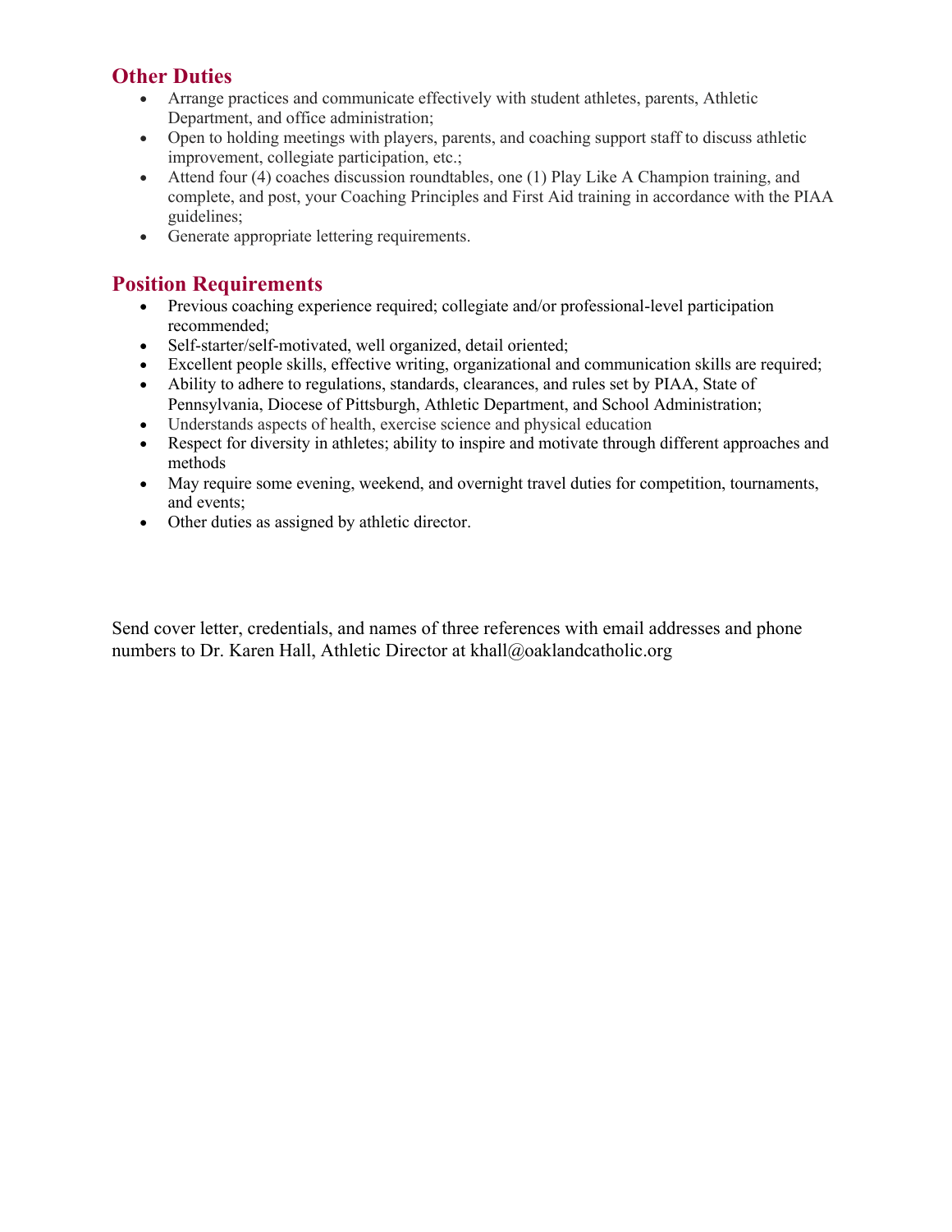## Other Duties

- Arrange practices and communicate effectively with student athletes, parents, Athletic Department, and office administration;
- Open to holding meetings with players, parents, and coaching support staff to discuss athletic improvement, collegiate participation, etc.;
- Attend four (4) coaches discussion roundtables, one (1) Play Like A Champion training, and complete, and post, your Coaching Principles and First Aid training in accordance with the PIAA guidelines;
- Generate appropriate lettering requirements.

## Position Requirements

- Previous coaching experience required; collegiate and/or professional-level participation recommended;
- Self-starter/self-motivated, well organized, detail oriented;
- Excellent people skills, effective writing, organizational and communication skills are required;
- Ability to adhere to regulations, standards, clearances, and rules set by PIAA, State of Pennsylvania, Diocese of Pittsburgh, Athletic Department, and School Administration;
- Understands aspects of health, exercise science and physical education
- Respect for diversity in athletes; ability to inspire and motivate through different approaches and methods
- May require some evening, weekend, and overnight travel duties for competition, tournaments, and events;
- Other duties as assigned by athletic director.

Send cover letter, credentials, and names of three references with email addresses and phone numbers to Dr. Karen Hall, Athletic Director at khall@oaklandcatholic.org